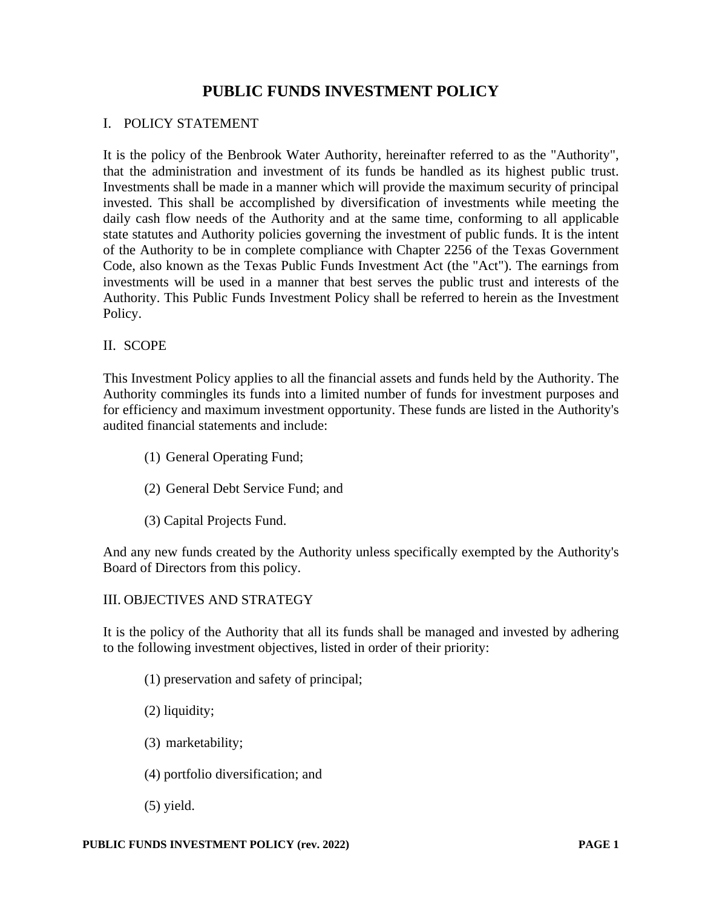# PUBLIC FUNDS INVESTMENT POLICY

## I. POLICY STATEMENT

It is the policy of the Benbrook Water Authority, hereinafter referred to as the "Authority", that the administration and investment of its funds be handled as its highest public trust. Investments shall be made in a manner which will provide the maximum security of principal invested. This shall be accomplished by diversification of investments while meeting the daily cash flow needs of the Authority and at the same time, conforming to all applicable state statutes and Authority policies governing the investment of public funds. It is the intent of the Authority to be in complete compliance with Chapter 2256 of the Texas Government Code, also known as the Texas Public Funds Investment Act (the "Act"). The earnings from investments will be used in a manner that best serves the public trust and interests of the Authority. This Public Funds Investment Policy shall be referred to herein as the Investment Policy.

## II. SCOPE

This Investment Policy applies to all the financial assets and funds held by the Authority. The Authority commingles its funds into a limited number of funds for investment purposes and for efficiency and maximum investment opportunity. These funds are listed in the Authority's audited financial statements and include:

(1) General Operating Fund;

(2) General Debt Service Fund; and

(3) Capital Projects Fund.

And any new funds created by the Authority unless specifically exempted by the Authority's Board of Directors from this policy.

## III. OBJECTIVES AND STRATEGY

It is the policy of the Authority that all its funds shall be managed and invested by adhering to the following investment objectives, listed in order of their priority:

(1) preservation and safety of principal;

(2) liquidity;

(3) marketability;

(4) portfolio diversification; and

(5) yield.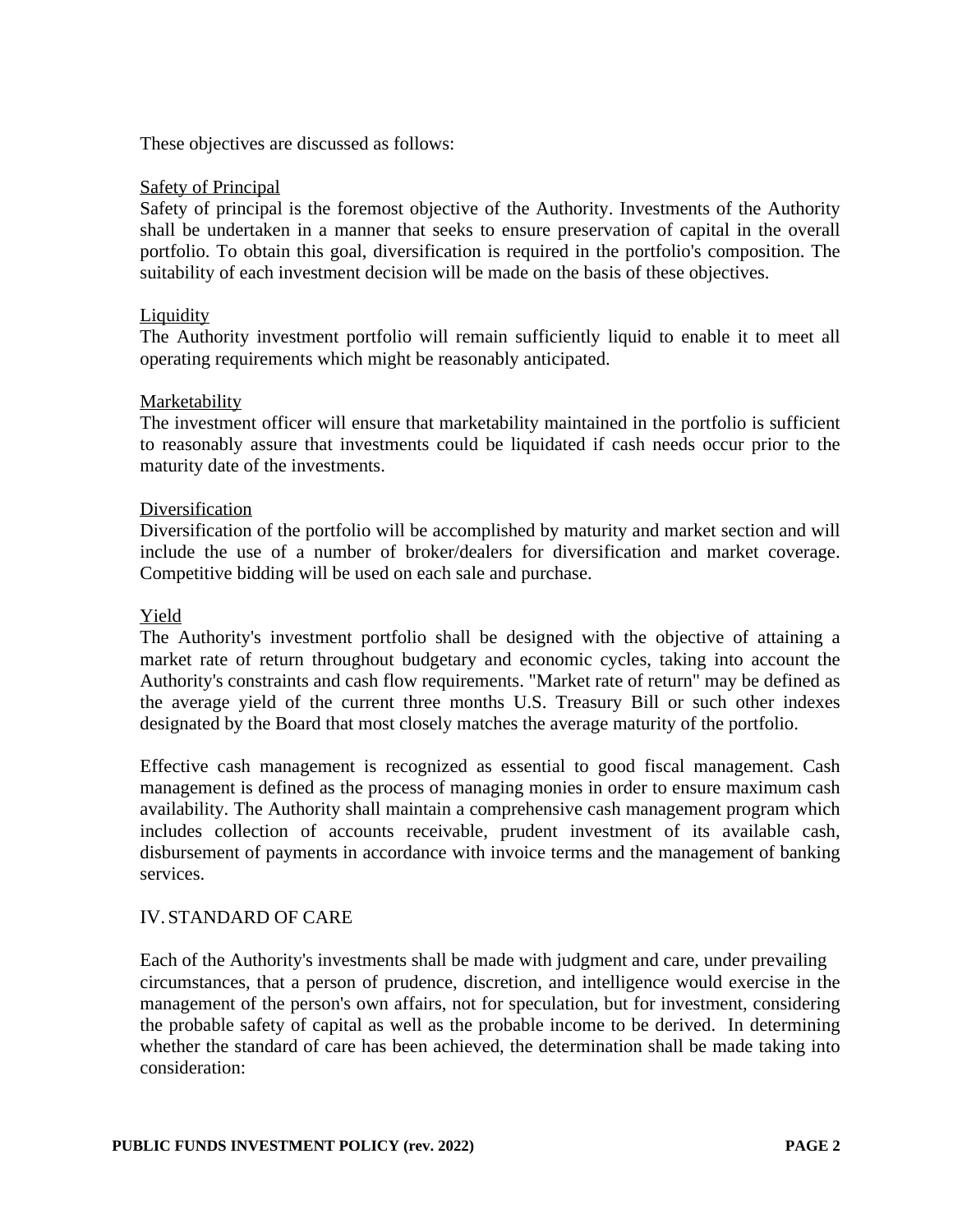These objectives are discussed as follows:

<u>Safety of Principal</u>
Safety of principal is the foremost objective of the Authority. Investments of the Authority shall be undertaken in a manner that seeks to ensure preservation of capital in the overall portfolio. To obtain this goal, diversification is required in the portfolio's composition. The suitability of each investment decision will be made on the basis of these objectives.

<u>Liquidity</u>
The Authority investment portfolio will remain sufficiently liquid to enable it to meet all operating requirements which might be reasonably anticipated.

<u>Marketability</u>
The investment officer will ensure that marketability maintained in the portfolio is sufficient to reasonably assure that investments could be liquidated if cash needs occur prior to the maturity date of the investments.

<u>Diversification</u>
Diversification of the portfolio will be accomplished by maturity and market section and will include the use of a number of broker/dealers for diversification and market coverage. Competitive bidding will be used on each sale and purchase.

<u>Yield</u>
The Authority's investment portfolio shall be designed with the objective of attaining a market rate of return throughout budgetary and economic cycles, taking into account the Authority's constraints and cash flow requirements. "Market rate of return" may be defined as the average yield of the current three months U.S. Treasury Bill or such other indexes designated by the Board that most closely matches the average maturity of the portfolio.

Effective cash management is recognized as essential to good fiscal management. Cash management is defined as the process of managing monies in order to ensure maximum cash availability. The Authority shall maintain a comprehensive cash management program which includes collection of accounts receivable, prudent investment of its available cash, disbursement of payments in accordance with invoice terms and the management of banking services.

## IV. STANDARD OF CARE

Each of the Authority's investments shall be made with judgment and care, under prevailing circumstances, that a person of prudence, discretion, and intelligence would exercise in the management of the person's own affairs, not for speculation, but for investment, considering the probable safety of capital as well as the probable income to be derived. In determining whether the standard of care has been achieved, the determination shall be made taking into consideration: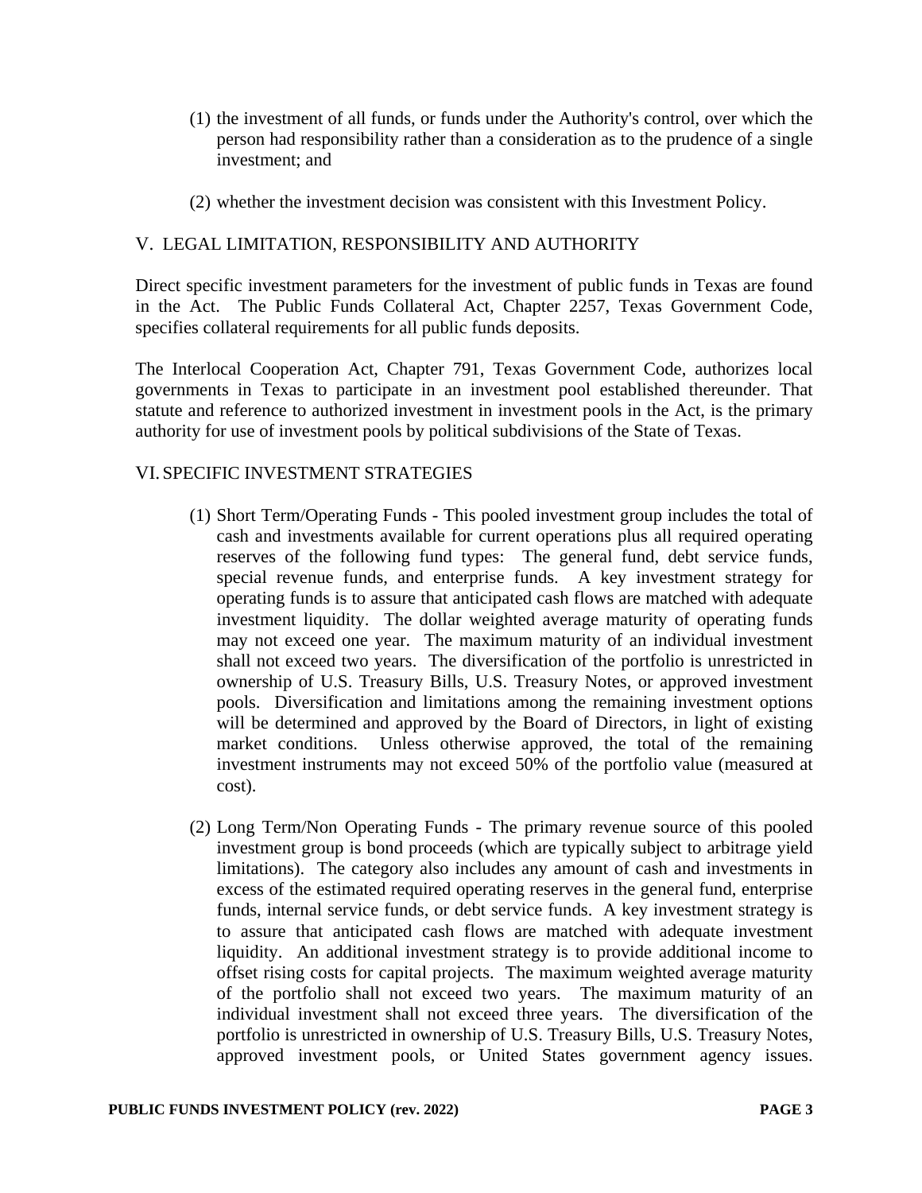(1) the investment of all funds, or funds under the Authority's control, over which the person had responsibility rather than a consideration as to the prudence of a single investment; and

(2) whether the investment decision was consistent with this Investment Policy.

## V. LEGAL LIMITATION, RESPONSIBILITY AND AUTHORITY

Direct specific investment parameters for the investment of public funds in Texas are found in the Act. The Public Funds Collateral Act, Chapter 2257, Texas Government Code, specifies collateral requirements for all public funds deposits.

The Interlocal Cooperation Act, Chapter 791, Texas Government Code, authorizes local governments in Texas to participate in an investment pool established thereunder. That statute and reference to authorized investment in investment pools in the Act, is the primary authority for use of investment pools by political subdivisions of the State of Texas.

## VI. SPECIFIC INVESTMENT STRATEGIES

(1) Short Term/Operating Funds - This pooled investment group includes the total of cash and investments available for current operations plus all required operating reserves of the following fund types: The general fund, debt service funds, special revenue funds, and enterprise funds. A key investment strategy for operating funds is to assure that anticipated cash flows are matched with adequate investment liquidity. The dollar weighted average maturity of operating funds may not exceed one year. The maximum maturity of an individual investment shall not exceed two years. The diversification of the portfolio is unrestricted in ownership of U.S. Treasury Bills, U.S. Treasury Notes, or approved investment pools. Diversification and limitations among the remaining investment options will be determined and approved by the Board of Directors, in light of existing market conditions. Unless otherwise approved, the total of the remaining investment instruments may not exceed 50% of the portfolio value (measured at cost).

(2) Long Term/Non Operating Funds - The primary revenue source of this pooled investment group is bond proceeds (which are typically subject to arbitrage yield limitations). The category also includes any amount of cash and investments in excess of the estimated required operating reserves in the general fund, enterprise funds, internal service funds, or debt service funds. A key investment strategy is to assure that anticipated cash flows are matched with adequate investment liquidity. An additional investment strategy is to provide additional income to offset rising costs for capital projects. The maximum weighted average maturity of the portfolio shall not exceed two years. The maximum maturity of an individual investment shall not exceed three years. The diversification of the portfolio is unrestricted in ownership of U.S. Treasury Bills, U.S. Treasury Notes, approved investment pools, or United States government agency issues.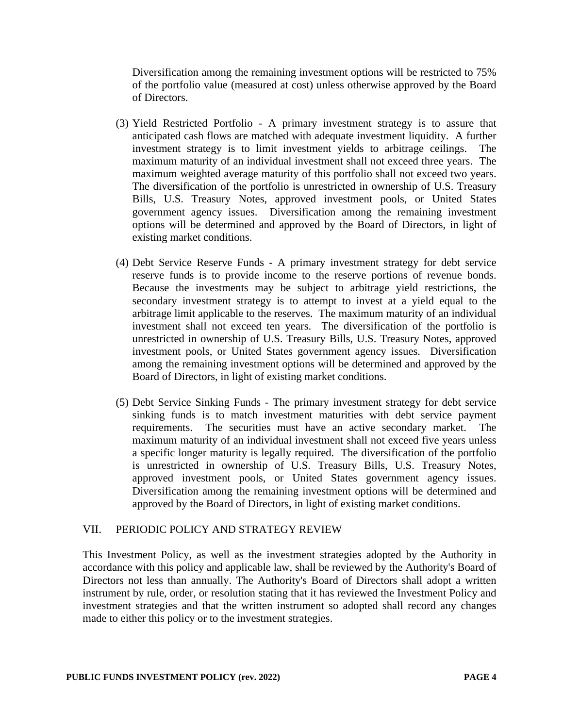Diversification among the remaining investment options will be restricted to 75% of the portfolio value (measured at cost) unless otherwise approved by the Board of Directors.

(3) Yield Restricted Portfolio - A primary investment strategy is to assure that anticipated cash flows are matched with adequate investment liquidity. A further investment strategy is to limit investment yields to arbitrage ceilings. The maximum maturity of an individual investment shall not exceed three years. The maximum weighted average maturity of this portfolio shall not exceed two years. The diversification of the portfolio is unrestricted in ownership of U.S. Treasury Bills, U.S. Treasury Notes, approved investment pools, or United States government agency issues. Diversification among the remaining investment options will be determined and approved by the Board of Directors, in light of existing market conditions.

(4) Debt Service Reserve Funds - A primary investment strategy for debt service reserve funds is to provide income to the reserve portions of revenue bonds. Because the investments may be subject to arbitrage yield restrictions, the secondary investment strategy is to attempt to invest at a yield equal to the arbitrage limit applicable to the reserves. The maximum maturity of an individual investment shall not exceed ten years. The diversification of the portfolio is unrestricted in ownership of U.S. Treasury Bills, U.S. Treasury Notes, approved investment pools, or United States government agency issues. Diversification among the remaining investment options will be determined and approved by the Board of Directors, in light of existing market conditions.

(5) Debt Service Sinking Funds - The primary investment strategy for debt service sinking funds is to match investment maturities with debt service payment requirements. The securities must have an active secondary market. The maximum maturity of an individual investment shall not exceed five years unless a specific longer maturity is legally required. The diversification of the portfolio is unrestricted in ownership of U.S. Treasury Bills, U.S. Treasury Notes, approved investment pools, or United States government agency issues. Diversification among the remaining investment options will be determined and approved by the Board of Directors, in light of existing market conditions.

## VII. PERIODIC POLICY AND STRATEGY REVIEW

This Investment Policy, as well as the investment strategies adopted by the Authority in accordance with this policy and applicable law, shall be reviewed by the Authority's Board of Directors not less than annually. The Authority's Board of Directors shall adopt a written instrument by rule, order, or resolution stating that it has reviewed the Investment Policy and investment strategies and that the written instrument so adopted shall record any changes made to either this policy or to the investment strategies.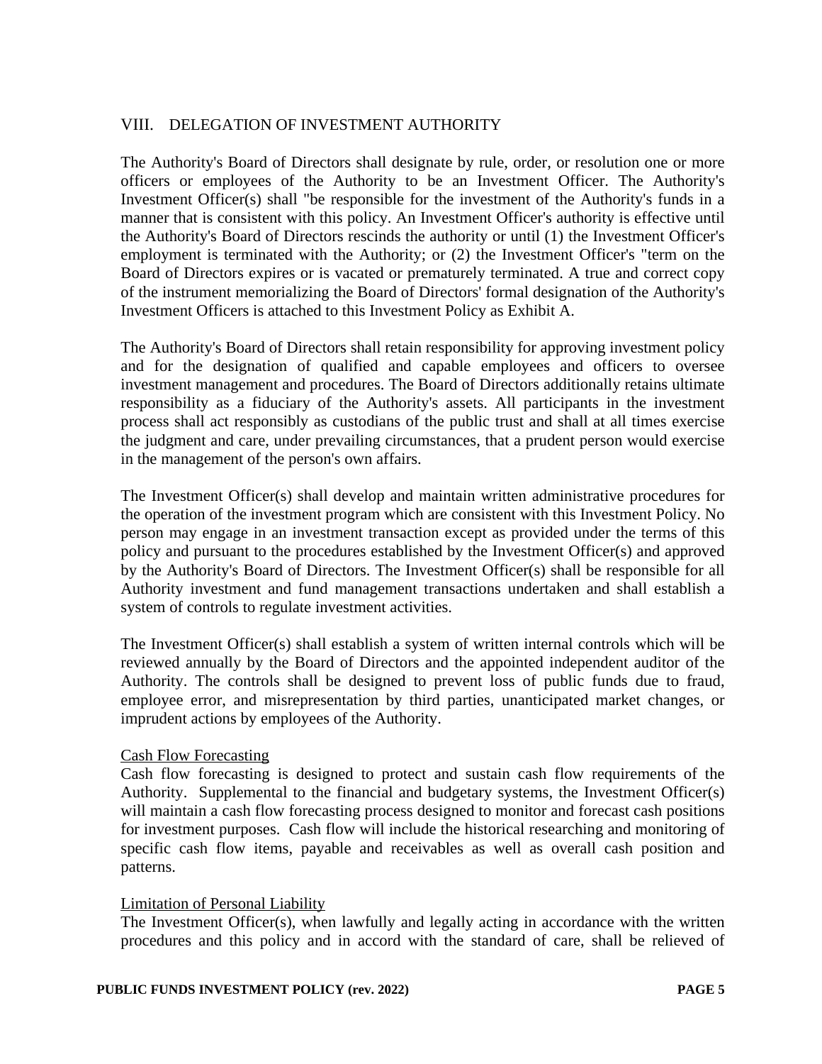## VIII. DELEGATION OF INVESTMENT AUTHORITY

The Authority's Board of Directors shall designate by rule, order, or resolution one or more officers or employees of the Authority to be an Investment Officer. The Authority's Investment Officer(s) shall "be responsible for the investment of the Authority's funds in a manner that is consistent with this policy. An Investment Officer's authority is effective until the Authority's Board of Directors rescinds the authority or until (1) the Investment Officer's employment is terminated with the Authority; or (2) the Investment Officer's "term on the Board of Directors expires or is vacated or prematurely terminated. A true and correct copy of the instrument memorializing the Board of Directors' formal designation of the Authority's Investment Officers is attached to this Investment Policy as Exhibit A.

The Authority's Board of Directors shall retain responsibility for approving investment policy and for the designation of qualified and capable employees and officers to oversee investment management and procedures. The Board of Directors additionally retains ultimate responsibility as a fiduciary of the Authority's assets. All participants in the investment process shall act responsibly as custodians of the public trust and shall at all times exercise the judgment and care, under prevailing circumstances, that a prudent person would exercise in the management of the person's own affairs.

The Investment Officer(s) shall develop and maintain written administrative procedures for the operation of the investment program which are consistent with this Investment Policy. No person may engage in an investment transaction except as provided under the terms of this policy and pursuant to the procedures established by the Investment Officer(s) and approved by the Authority's Board of Directors. The Investment Officer(s) shall be responsible for all Authority investment and fund management transactions undertaken and shall establish a system of controls to regulate investment activities.

The Investment Officer(s) shall establish a system of written internal controls which will be reviewed annually by the Board of Directors and the appointed independent auditor of the Authority. The controls shall be designed to prevent loss of public funds due to fraud, employee error, and misrepresentation by third parties, unanticipated market changes, or imprudent actions by employees of the Authority.

Cash Flow Forecasting

Cash flow forecasting is designed to protect and sustain cash flow requirements of the Authority. Supplemental to the financial and budgetary systems, the Investment Officer(s) will maintain a cash flow forecasting process designed to monitor and forecast cash positions for investment purposes. Cash flow will include the historical researching and monitoring of specific cash flow items, payable and receivables as well as overall cash position and patterns.

Limitation of Personal Liability

The Investment Officer(s), when lawfully and legally acting in accordance with the written procedures and this policy and in accord with the standard of care, shall be relieved of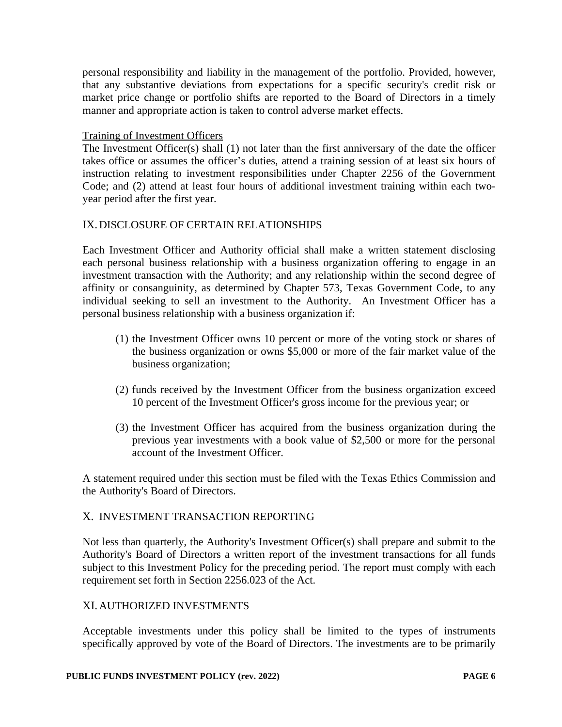personal responsibility and liability in the management of the portfolio. Provided, however, that any substantive deviations from expectations for a specific security's credit risk or market price change or portfolio shifts are reported to the Board of Directors in a timely manner and appropriate action is taken to control adverse market effects.

<u>Training of Investment Officers</u>

The Investment Officer(s) shall (1) not later than the first anniversary of the date the officer takes office or assumes the officer's duties, attend a training session of at least six hours of instruction relating to investment responsibilities under Chapter 2256 of the Government Code; and (2) attend at least four hours of additional investment training within each two-year period after the first year.

## IX. DISCLOSURE OF CERTAIN RELATIONSHIPS

Each Investment Officer and Authority official shall make a written statement disclosing each personal business relationship with a business organization offering to engage in an investment transaction with the Authority; and any relationship within the second degree of affinity or consanguinity, as determined by Chapter 573, Texas Government Code, to any individual seeking to sell an investment to the Authority. An Investment Officer has a personal business relationship with a business organization if:

(1) the Investment Officer owns 10 percent or more of the voting stock or shares of the business organization or owns $5,000 or more of the fair market value of the business organization;

(2) funds received by the Investment Officer from the business organization exceed 10 percent of the Investment Officer's gross income for the previous year; or

(3) the Investment Officer has acquired from the business organization during the previous year investments with a book value of $2,500 or more for the personal account of the Investment Officer.

A statement required under this section must be filed with the Texas Ethics Commission and the Authority's Board of Directors.

## X. INVESTMENT TRANSACTION REPORTING

Not less than quarterly, the Authority's Investment Officer(s) shall prepare and submit to the Authority's Board of Directors a written report of the investment transactions for all funds subject to this Investment Policy for the preceding period. The report must comply with each requirement set forth in Section 2256.023 of the Act.

## XI. AUTHORIZED INVESTMENTS

Acceptable investments under this policy shall be limited to the types of instruments specifically approved by vote of the Board of Directors. The investments are to be primarily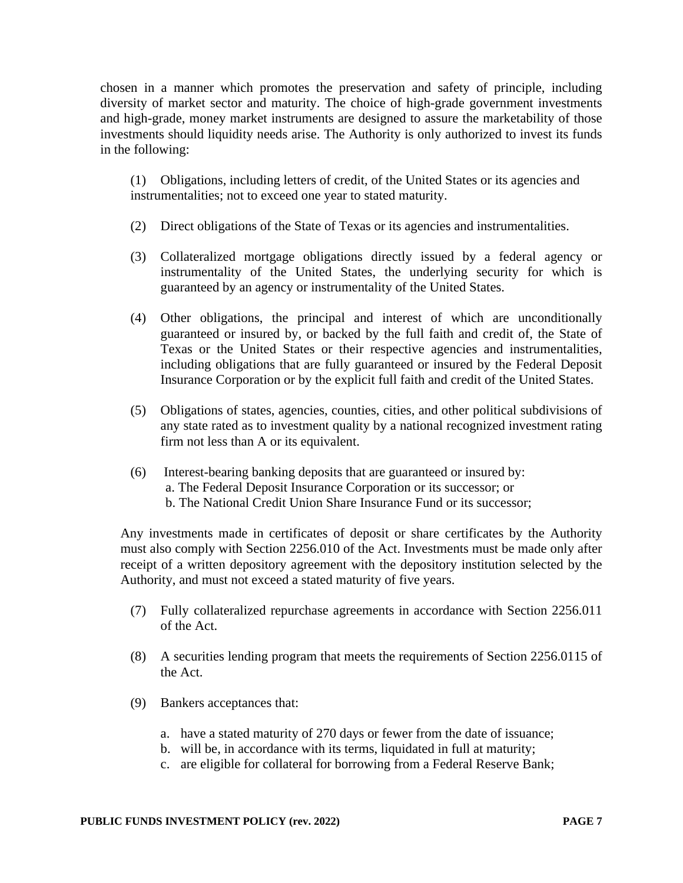chosen in a manner which promotes the preservation and safety of principle, including diversity of market sector and maturity. The choice of high-grade government investments and high-grade, money market instruments are designed to assure the marketability of those investments should liquidity needs arise. The Authority is only authorized to invest its funds in the following:

(1) Obligations, including letters of credit, of the United States or its agencies and instrumentalities; not to exceed one year to stated maturity.

(2) Direct obligations of the State of Texas or its agencies and instrumentalities.

(3) Collateralized mortgage obligations directly issued by a federal agency or instrumentality of the United States, the underlying security for which is guaranteed by an agency or instrumentality of the United States.

(4) Other obligations, the principal and interest of which are unconditionally guaranteed or insured by, or backed by the full faith and credit of, the State of Texas or the United States or their respective agencies and instrumentalities, including obligations that are fully guaranteed or insured by the Federal Deposit Insurance Corporation or by the explicit full faith and credit of the United States.

(5) Obligations of states, agencies, counties, cities, and other political subdivisions of any state rated as to investment quality by a national recognized investment rating firm not less than A or its equivalent.

(6) Interest-bearing banking deposits that are guaranteed or insured by:
   a. The Federal Deposit Insurance Corporation or its successor; or
   b. The National Credit Union Share Insurance Fund or its successor;

Any investments made in certificates of deposit or share certificates by the Authority must also comply with Section 2256.010 of the Act. Investments must be made only after receipt of a written depository agreement with the depository institution selected by the Authority, and must not exceed a stated maturity of five years.

(7) Fully collateralized repurchase agreements in accordance with Section 2256.011 of the Act.

(8) A securities lending program that meets the requirements of Section 2256.0115 of the Act.

(9) Bankers acceptances that:

   a. have a stated maturity of 270 days or fewer from the date of issuance;
   b. will be, in accordance with its terms, liquidated in full at maturity;
   c. are eligible for collateral for borrowing from a Federal Reserve Bank;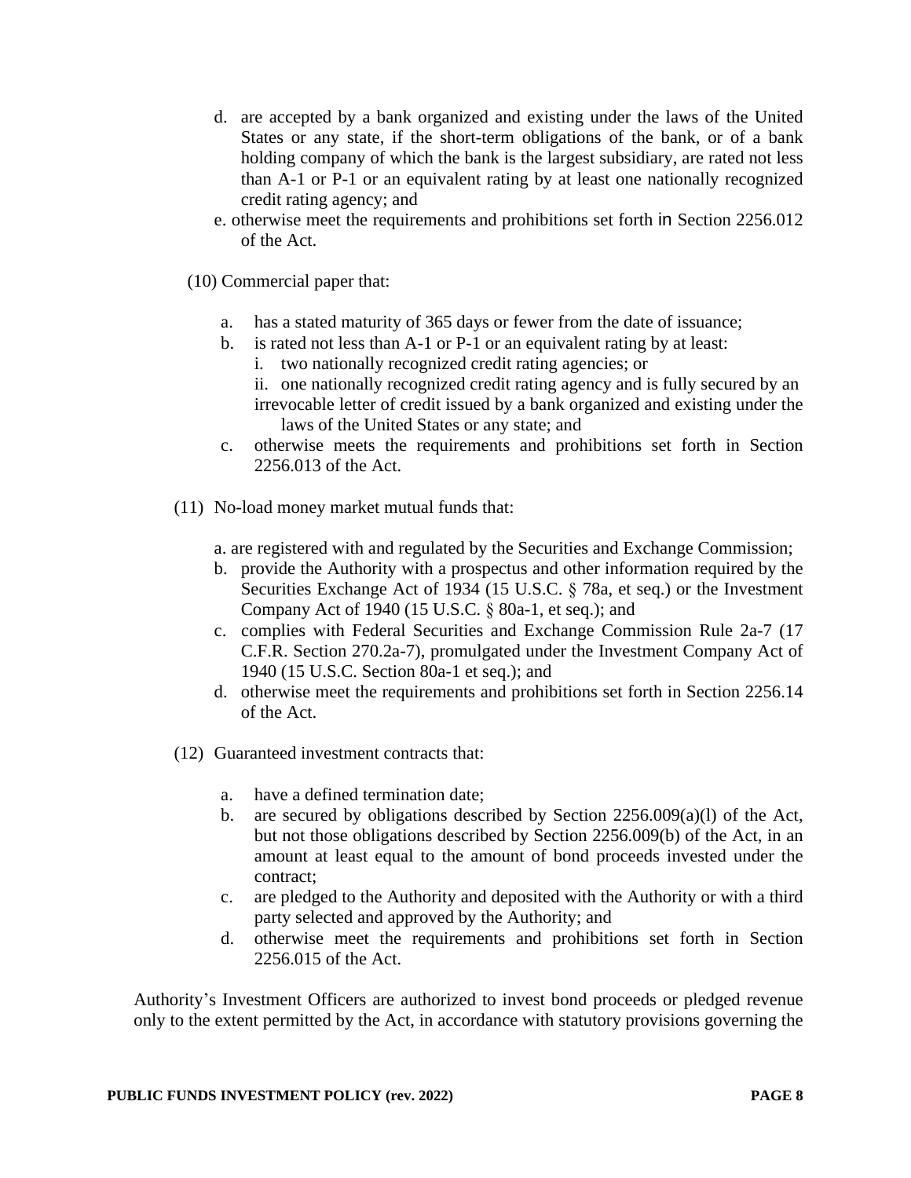d. are accepted by a bank organized and existing under the laws of the United States or any state, if the short-term obligations of the bank, or of a bank holding company of which the bank is the largest subsidiary, are rated not less than A-1 or P-1 or an equivalent rating by at least one nationally recognized credit rating agency; and
e. otherwise meet the requirements and prohibitions set forth in Section 2256.012 of the Act.

(10) Commercial paper that:

a. has a stated maturity of 365 days or fewer from the date of issuance;
b. is rated not less than A-1 or P-1 or an equivalent rating by at least:
   i. two nationally recognized credit rating agencies; or
   ii. one nationally recognized credit rating agency and is fully secured by an irrevocable letter of credit issued by a bank organized and existing under the laws of the United States or any state; and
c. otherwise meets the requirements and prohibitions set forth in Section 2256.013 of the Act.

(11) No-load money market mutual funds that:

a. are registered with and regulated by the Securities and Exchange Commission;
b. provide the Authority with a prospectus and other information required by the Securities Exchange Act of 1934 (15 U.S.C. § 78a, et seq.) or the Investment Company Act of 1940 (15 U.S.C. § 80a-1, et seq.); and
c. complies with Federal Securities and Exchange Commission Rule 2a-7 (17 C.F.R. Section 270.2a-7), promulgated under the Investment Company Act of 1940 (15 U.S.C. Section 80a-1 et seq.); and
d. otherwise meet the requirements and prohibitions set forth in Section 2256.14 of the Act.

(12) Guaranteed investment contracts that:

a. have a defined termination date;
b. are secured by obligations described by Section 2256.009(a)(l) of the Act, but not those obligations described by Section 2256.009(b) of the Act, in an amount at least equal to the amount of bond proceeds invested under the contract;
c. are pledged to the Authority and deposited with the Authority or with a third party selected and approved by the Authority; and
d. otherwise meet the requirements and prohibitions set forth in Section 2256.015 of the Act.

Authority's Investment Officers are authorized to invest bond proceeds or pledged revenue only to the extent permitted by the Act, in accordance with statutory provisions governing the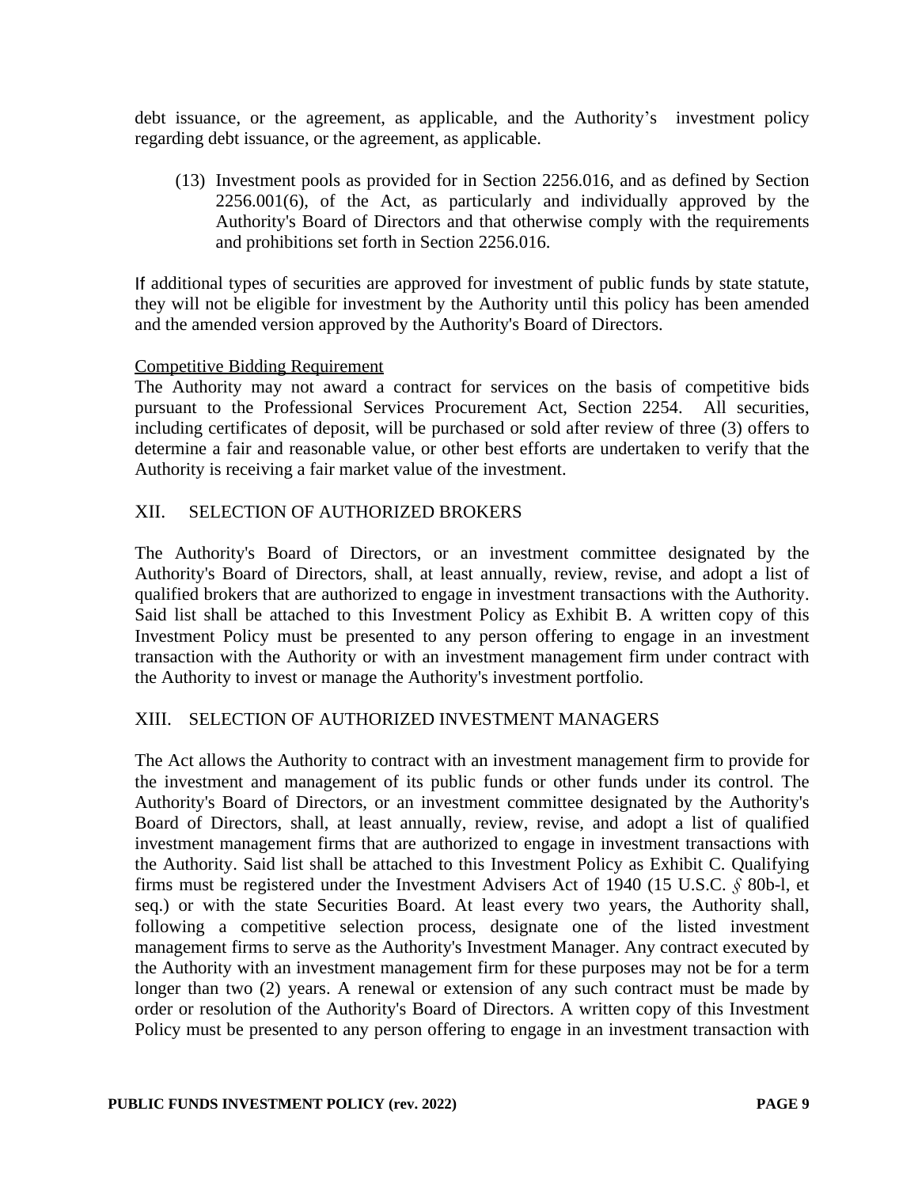debt issuance, or the agreement, as applicable, and the Authority's investment policy regarding debt issuance, or the agreement, as applicable.

(13) Investment pools as provided for in Section 2256.016, and as defined by Section 2256.001(6), of the Act, as particularly and individually approved by the Authority's Board of Directors and that otherwise comply with the requirements and prohibitions set forth in Section 2256.016.

If additional types of securities are approved for investment of public funds by state statute, they will not be eligible for investment by the Authority until this policy has been amended and the amended version approved by the Authority's Board of Directors.

Competitive Bidding Requirement

The Authority may not award a contract for services on the basis of competitive bids pursuant to the Professional Services Procurement Act, Section 2254. All securities, including certificates of deposit, will be purchased or sold after review of three (3) offers to determine a fair and reasonable value, or other best efforts are undertaken to verify that the Authority is receiving a fair market value of the investment.

## XII. SELECTION OF AUTHORIZED BROKERS

The Authority's Board of Directors, or an investment committee designated by the Authority's Board of Directors, shall, at least annually, review, revise, and adopt a list of qualified brokers that are authorized to engage in investment transactions with the Authority. Said list shall be attached to this Investment Policy as Exhibit B. A written copy of this Investment Policy must be presented to any person offering to engage in an investment transaction with the Authority or with an investment management firm under contract with the Authority to invest or manage the Authority's investment portfolio.

## XIII. SELECTION OF AUTHORIZED INVESTMENT MANAGERS

The Act allows the Authority to contract with an investment management firm to provide for the investment and management of its public funds or other funds under its control. The Authority's Board of Directors, or an investment committee designated by the Authority's Board of Directors, shall, at least annually, review, revise, and adopt a list of qualified investment management firms that are authorized to engage in investment transactions with the Authority. Said list shall be attached to this Investment Policy as Exhibit C. Qualifying firms must be registered under the Investment Advisers Act of 1940 (15 U.S.C. § 80b-l, et seq.) or with the state Securities Board. At least every two years, the Authority shall, following a competitive selection process, designate one of the listed investment management firms to serve as the Authority's Investment Manager. Any contract executed by the Authority with an investment management firm for these purposes may not be for a term longer than two (2) years. A renewal or extension of any such contract must be made by order or resolution of the Authority's Board of Directors. A written copy of this Investment Policy must be presented to any person offering to engage in an investment transaction with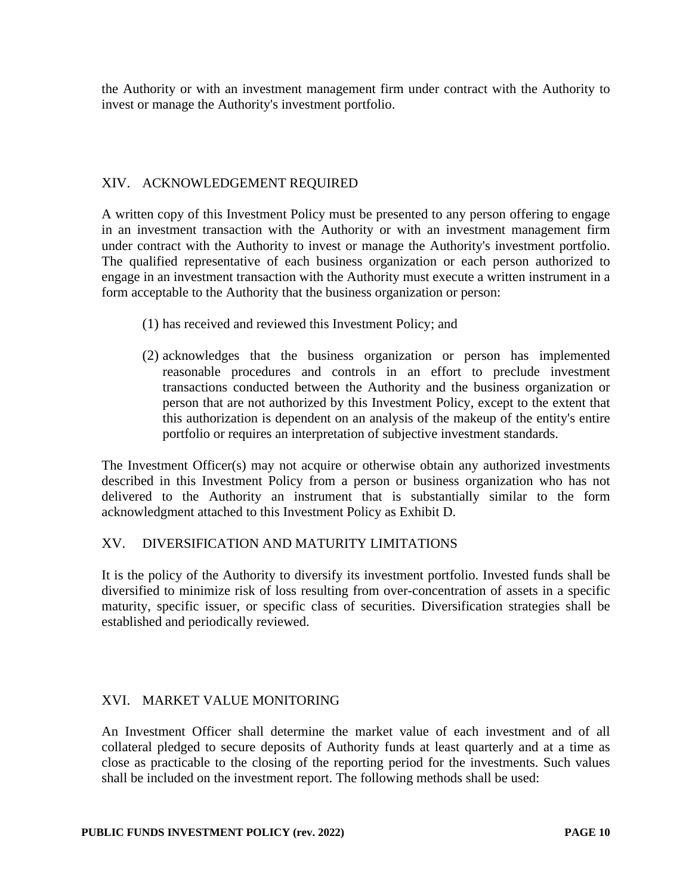the Authority or with an investment management firm under contract with the Authority to invest or manage the Authority's investment portfolio.

## XIV. ACKNOWLEDGEMENT REQUIRED

A written copy of this Investment Policy must be presented to any person offering to engage in an investment transaction with the Authority or with an investment management firm under contract with the Authority to invest or manage the Authority's investment portfolio. The qualified representative of each business organization or each person authorized to engage in an investment transaction with the Authority must execute a written instrument in a form acceptable to the Authority that the business organization or person:

(1) has received and reviewed this Investment Policy; and

(2) acknowledges that the business organization or person has implemented reasonable procedures and controls in an effort to preclude investment transactions conducted between the Authority and the business organization or person that are not authorized by this Investment Policy, except to the extent that this authorization is dependent on an analysis of the makeup of the entity's entire portfolio or requires an interpretation of subjective investment standards.

The Investment Officer(s) may not acquire or otherwise obtain any authorized investments described in this Investment Policy from a person or business organization who has not delivered to the Authority an instrument that is substantially similar to the form acknowledgment attached to this Investment Policy as Exhibit D.

## XV. DIVERSIFICATION AND MATURITY LIMITATIONS

It is the policy of the Authority to diversify its investment portfolio. Invested funds shall be diversified to minimize risk of loss resulting from over-concentration of assets in a specific maturity, specific issuer, or specific class of securities. Diversification strategies shall be established and periodically reviewed.

## XVI. MARKET VALUE MONITORING

An Investment Officer shall determine the market value of each investment and of all collateral pledged to secure deposits of Authority funds at least quarterly and at a time as close as practicable to the closing of the reporting period for the investments. Such values shall be included on the investment report. The following methods shall be used: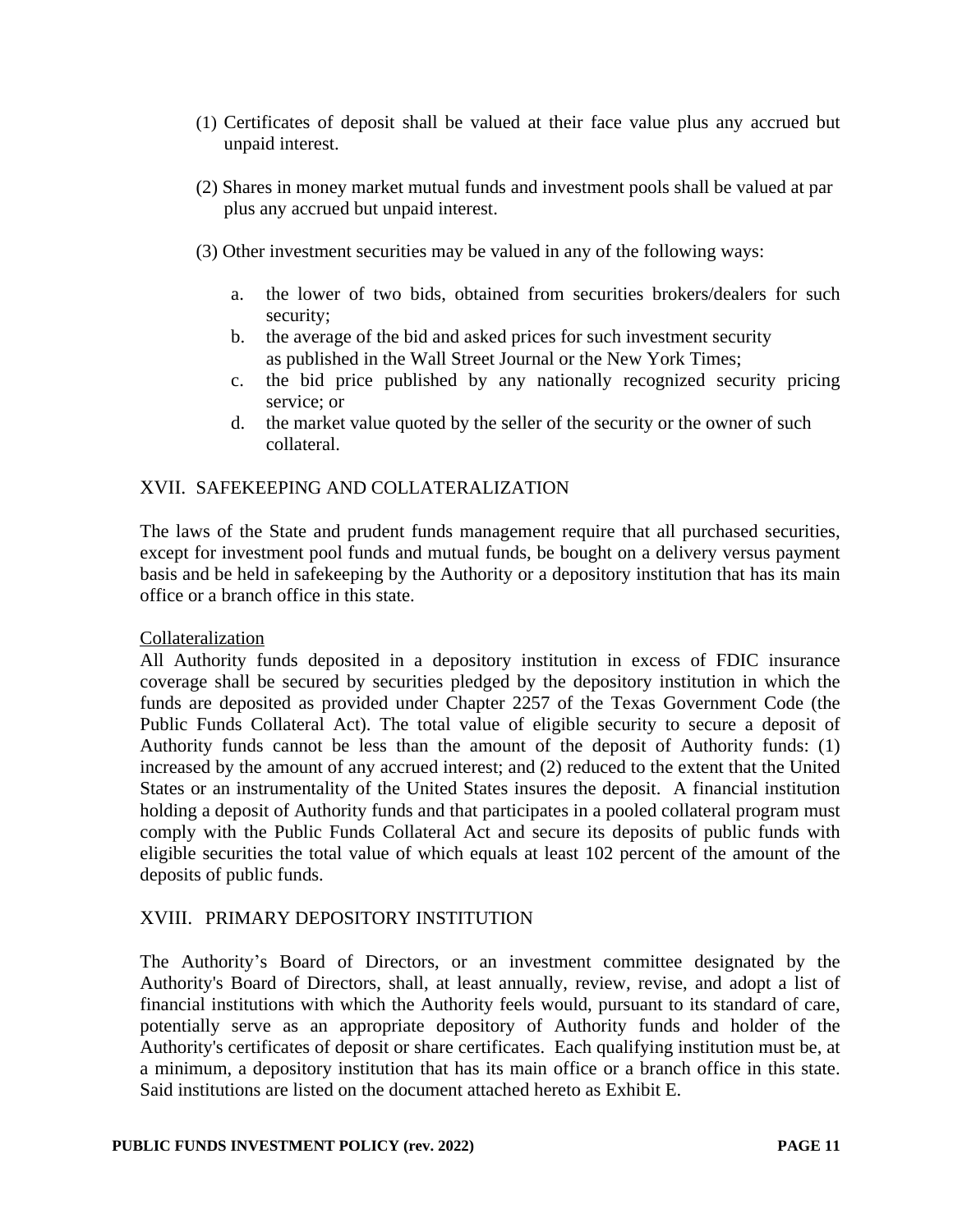(1) Certificates of deposit shall be valued at their face value plus any accrued but unpaid interest.

(2) Shares in money market mutual funds and investment pools shall be valued at par plus any accrued but unpaid interest.

(3) Other investment securities may be valued in any of the following ways:

   a. the lower of two bids, obtained from securities brokers/dealers for such security;
   b. the average of the bid and asked prices for such investment security as published in the Wall Street Journal or the New York Times;
   c. the bid price published by any nationally recognized security pricing service; or
   d. the market value quoted by the seller of the security or the owner of such collateral.

## XVII. SAFEKEEPING AND COLLATERALIZATION

The laws of the State and prudent funds management require that all purchased securities, except for investment pool funds and mutual funds, be bought on a delivery versus payment basis and be held in safekeeping by the Authority or a depository institution that has its main office or a branch office in this state.

Collateralization

All Authority funds deposited in a depository institution in excess of FDIC insurance coverage shall be secured by securities pledged by the depository institution in which the funds are deposited as provided under Chapter 2257 of the Texas Government Code (the Public Funds Collateral Act). The total value of eligible security to secure a deposit of Authority funds cannot be less than the amount of the deposit of Authority funds: (1) increased by the amount of any accrued interest; and (2) reduced to the extent that the United States or an instrumentality of the United States insures the deposit. A financial institution holding a deposit of Authority funds and that participates in a pooled collateral program must comply with the Public Funds Collateral Act and secure its deposits of public funds with eligible securities the total value of which equals at least 102 percent of the amount of the deposits of public funds.

## XVIII. PRIMARY DEPOSITORY INSTITUTION

The Authority's Board of Directors, or an investment committee designated by the Authority's Board of Directors, shall, at least annually, review, revise, and adopt a list of financial institutions with which the Authority feels would, pursuant to its standard of care, potentially serve as an appropriate depository of Authority funds and holder of the Authority's certificates of deposit or share certificates. Each qualifying institution must be, at a minimum, a depository institution that has its main office or a branch office in this state. Said institutions are listed on the document attached hereto as Exhibit E.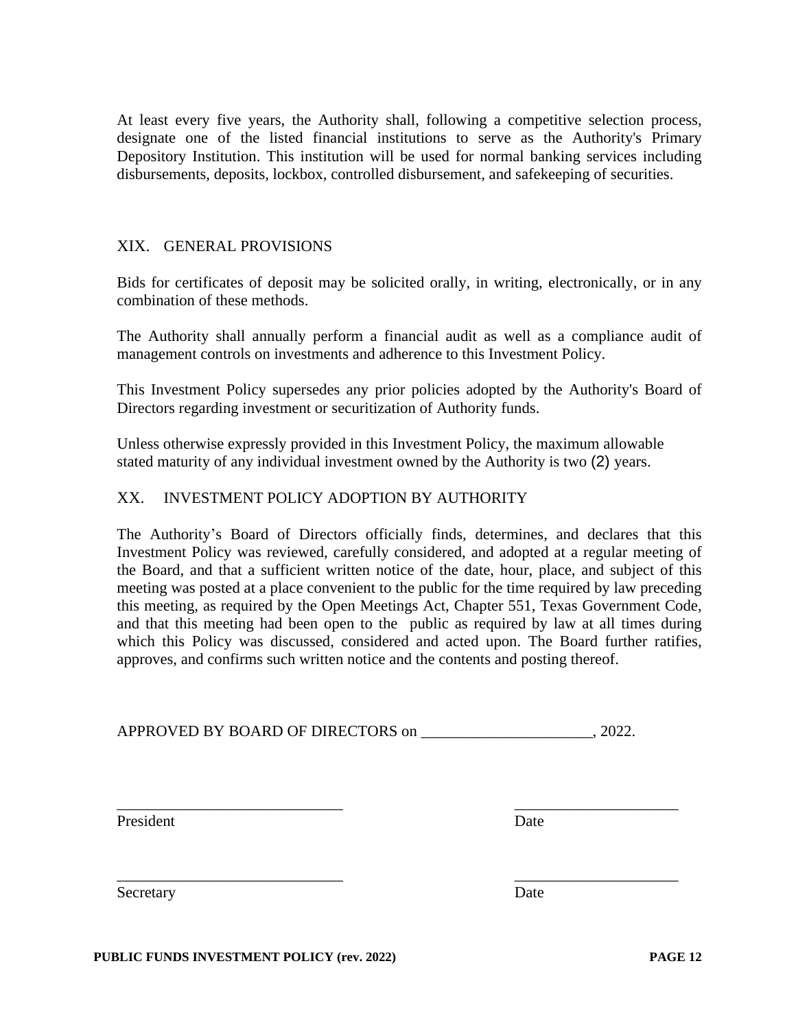At least every five years, the Authority shall, following a competitive selection process, designate one of the listed financial institutions to serve as the Authority's Primary Depository Institution. This institution will be used for normal banking services including disbursements, deposits, lockbox, controlled disbursement, and safekeeping of securities.

## XIX. GENERAL PROVISIONS

Bids for certificates of deposit may be solicited orally, in writing, electronically, or in any combination of these methods.

The Authority shall annually perform a financial audit as well as a compliance audit of management controls on investments and adherence to this Investment Policy.

This Investment Policy supersedes any prior policies adopted by the Authority's Board of Directors regarding investment or securitization of Authority funds.

Unless otherwise expressly provided in this Investment Policy, the maximum allowable stated maturity of any individual investment owned by the Authority is two (2) years.

## XX. INVESTMENT POLICY ADOPTION BY AUTHORITY

The Authority's Board of Directors officially finds, determines, and declares that this Investment Policy was reviewed, carefully considered, and adopted at a regular meeting of the Board, and that a sufficient written notice of the date, hour, place, and subject of this meeting was posted at a place convenient to the public for the time required by law preceding this meeting, as required by the Open Meetings Act, Chapter 551, Texas Government Code, and that this meeting had been open to the public as required by law at all times during which this Policy was discussed, considered and acted upon. The Board further ratifies, approves, and confirms such written notice and the contents and posting thereof.

APPROVED BY BOARD OF DIRECTORS on ______________________, 2022.

_____________________________ &nbsp;&nbsp;&nbsp;&nbsp;&nbsp;&nbsp;&nbsp;&nbsp; _____________________
President &nbsp;&nbsp;&nbsp;&nbsp;&nbsp;&nbsp;&nbsp;&nbsp;&nbsp;&nbsp;&nbsp;&nbsp;&nbsp;&nbsp;&nbsp;&nbsp;&nbsp;&nbsp;&nbsp;&nbsp;&nbsp;&nbsp;&nbsp;&nbsp;&nbsp;&nbsp;&nbsp;&nbsp;&nbsp;&nbsp; Date

_____________________________ &nbsp;&nbsp;&nbsp;&nbsp;&nbsp;&nbsp;&nbsp;&nbsp; _____________________
Secretary &nbsp;&nbsp;&nbsp;&nbsp;&nbsp;&nbsp;&nbsp;&nbsp;&nbsp;&nbsp;&nbsp;&nbsp;&nbsp;&nbsp;&nbsp;&nbsp;&nbsp;&nbsp;&nbsp;&nbsp;&nbsp;&nbsp;&nbsp;&nbsp;&nbsp;&nbsp;&nbsp;&nbsp;&nbsp; Date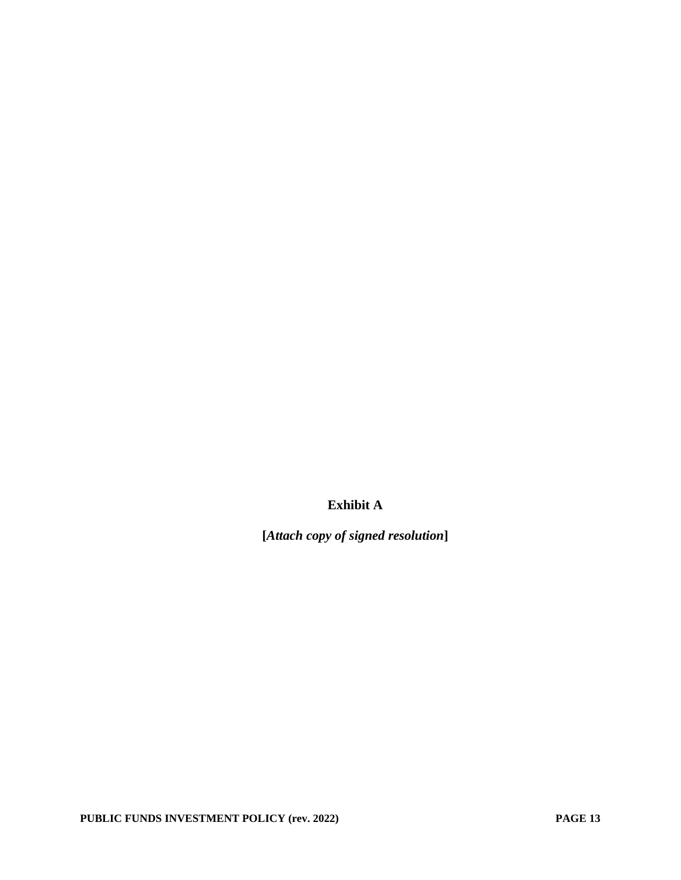**Exhibit A**

**[*Attach copy of signed resolution*]**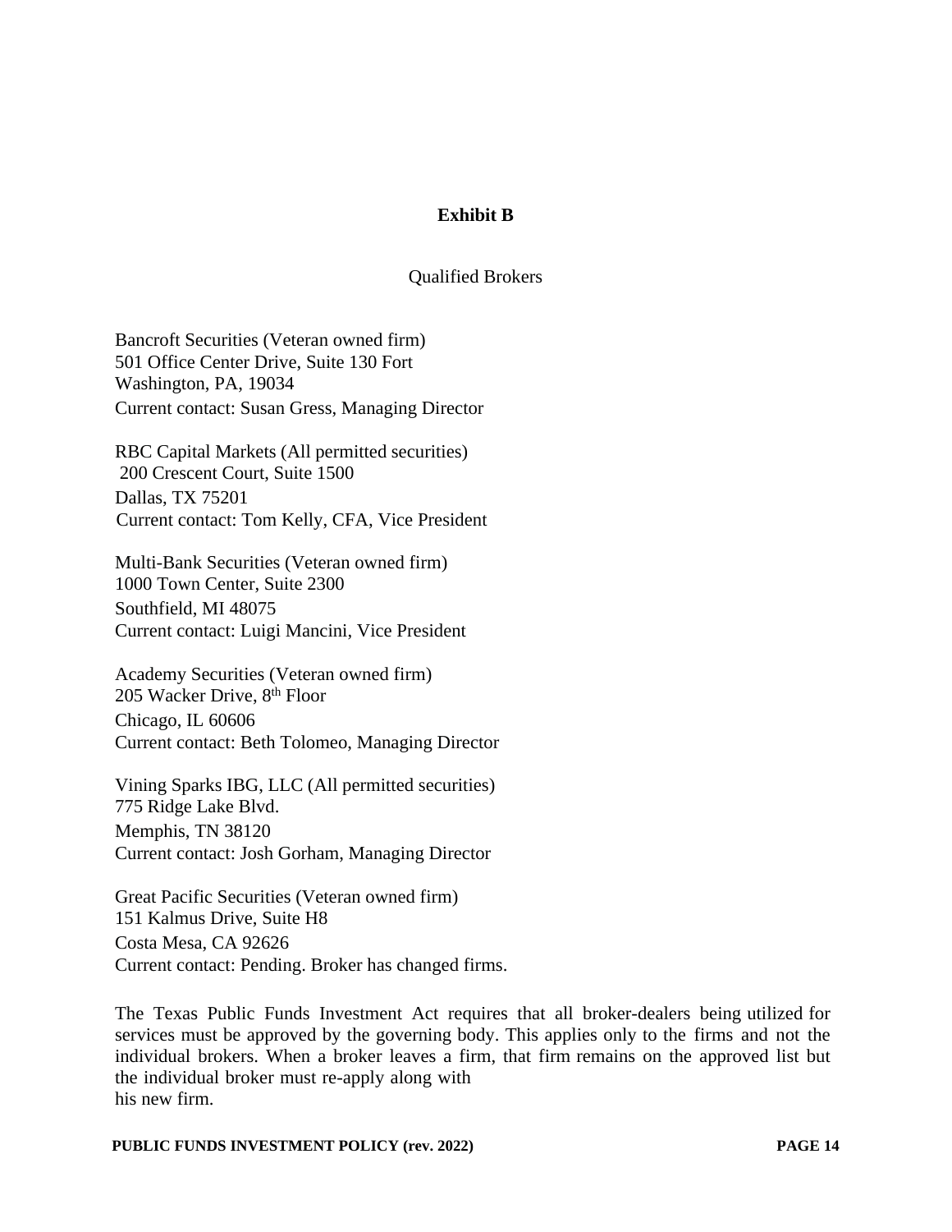**Exhibit B**

Qualified Brokers

Bancroft Securities (Veteran owned firm)
501 Office Center Drive, Suite 130 Fort
Washington, PA, 19034
Current contact: Susan Gress, Managing Director

RBC Capital Markets (All permitted securities)
200 Crescent Court, Suite 1500
Dallas, TX 75201
Current contact: Tom Kelly, CFA, Vice President

Multi-Bank Securities (Veteran owned firm)
1000 Town Center, Suite 2300
Southfield, MI 48075
Current contact: Luigi Mancini, Vice President

Academy Securities (Veteran owned firm)
205 Wacker Drive, 8th Floor
Chicago, IL 60606
Current contact: Beth Tolomeo, Managing Director

Vining Sparks IBG, LLC (All permitted securities)
775 Ridge Lake Blvd.
Memphis, TN 38120
Current contact: Josh Gorham, Managing Director

Great Pacific Securities (Veteran owned firm)
151 Kalmus Drive, Suite H8
Costa Mesa, CA 92626
Current contact: Pending. Broker has changed firms.

The Texas Public Funds Investment Act requires that all broker-dealers being utilized for services must be approved by the governing body. This applies only to the firms and not the individual brokers. When a broker leaves a firm, that firm remains on the approved list but the individual broker must re-apply along with his new firm.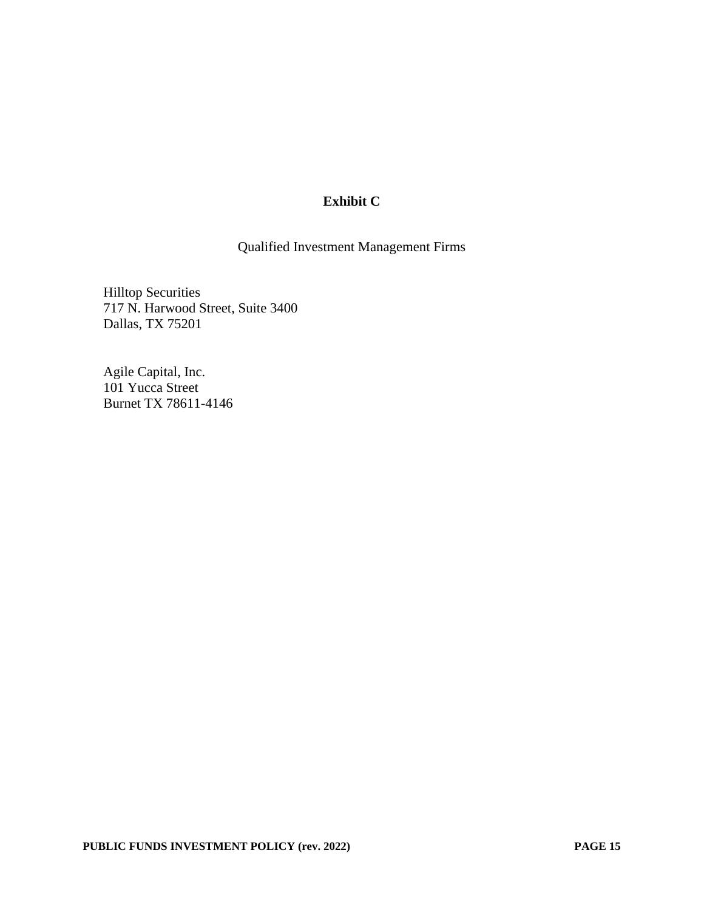## Exhibit C

Qualified Investment Management Firms

Hilltop Securities
717 N. Harwood Street, Suite 3400
Dallas, TX 75201

Agile Capital, Inc.
101 Yucca Street
Burnet TX 78611-4146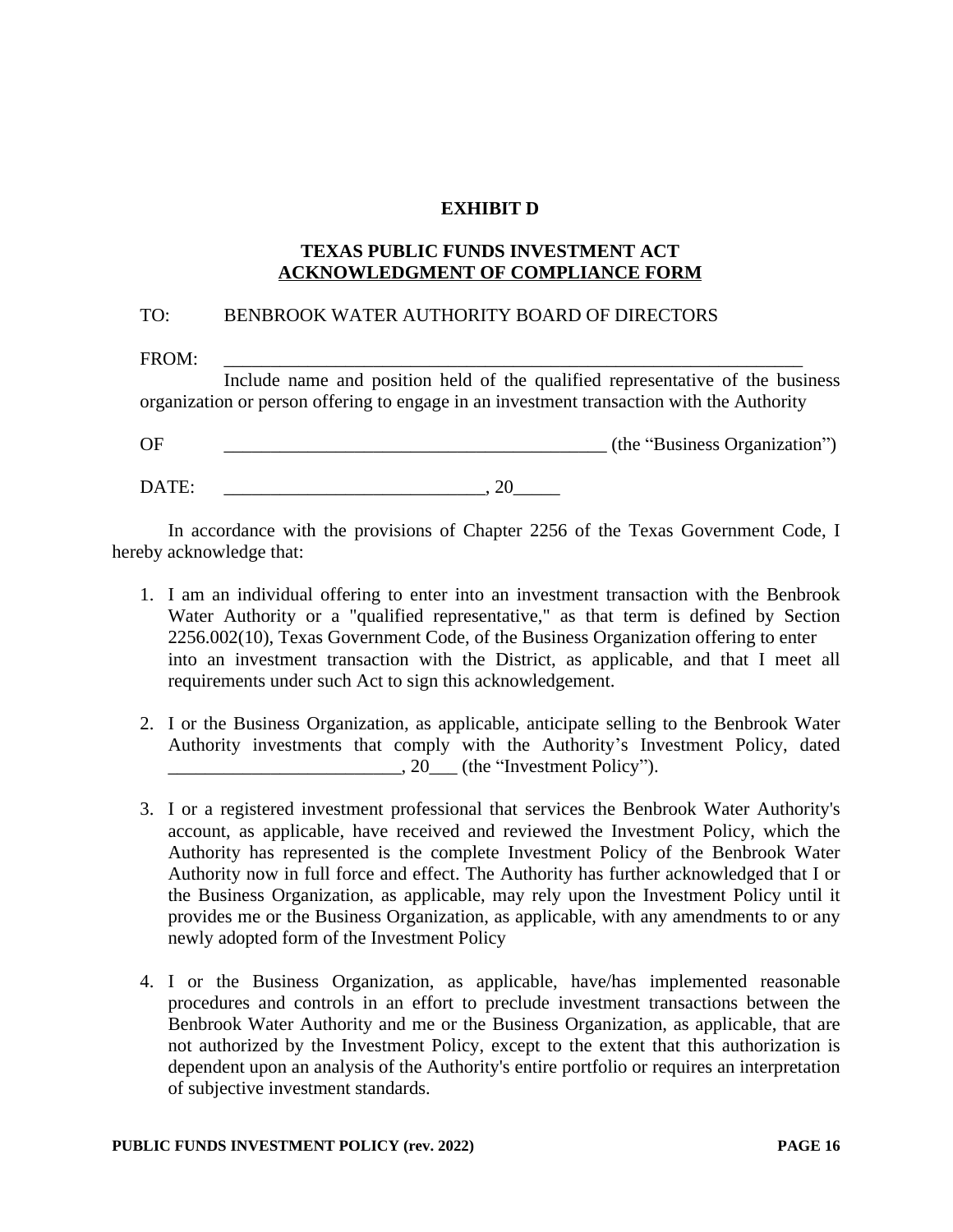## EXHIBIT D

## TEXAS PUBLIC FUNDS INVESTMENT ACT ACKNOWLEDGMENT OF COMPLIANCE FORM

TO: BENBROOK WATER AUTHORITY BOARD OF DIRECTORS

FROM: _______________________________________________________________

Include name and position held of the qualified representative of the business organization or person offering to engage in an investment transaction with the Authority

OF ___________________________________________ (the "Business Organization")

DATE: ____________________________, 20_____

In accordance with the provisions of Chapter 2256 of the Texas Government Code, I hereby acknowledge that:

1. I am an individual offering to enter into an investment transaction with the Benbrook Water Authority or a "qualified representative," as that term is defined by Section 2256.002(10), Texas Government Code, of the Business Organization offering to enter into an investment transaction with the District, as applicable, and that I meet all requirements under such Act to sign this acknowledgement.

2. I or the Business Organization, as applicable, anticipate selling to the Benbrook Water Authority investments that comply with the Authority's Investment Policy, dated _________________________, 20___ (the "Investment Policy").

3. I or a registered investment professional that services the Benbrook Water Authority's account, as applicable, have received and reviewed the Investment Policy, which the Authority has represented is the complete Investment Policy of the Benbrook Water Authority now in full force and effect. The Authority has further acknowledged that I or the Business Organization, as applicable, may rely upon the Investment Policy until it provides me or the Business Organization, as applicable, with any amendments to or any newly adopted form of the Investment Policy

4. I or the Business Organization, as applicable, have/has implemented reasonable procedures and controls in an effort to preclude investment transactions between the Benbrook Water Authority and me or the Business Organization, as applicable, that are not authorized by the Investment Policy, except to the extent that this authorization is dependent upon an analysis of the Authority's entire portfolio or requires an interpretation of subjective investment standards.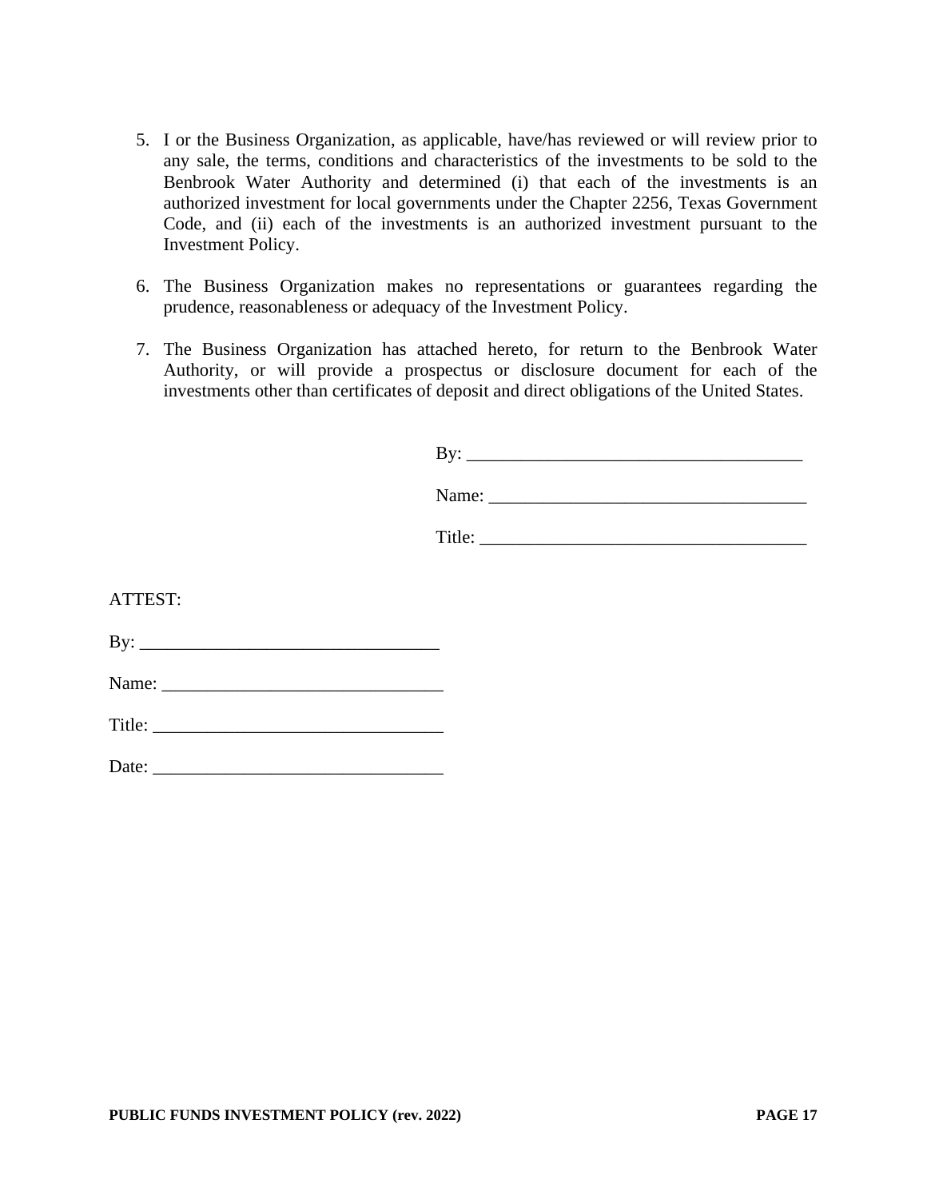5. I or the Business Organization, as applicable, have/has reviewed or will review prior to any sale, the terms, conditions and characteristics of the investments to be sold to the Benbrook Water Authority and determined (i) that each of the investments is an authorized investment for local governments under the Chapter 2256, Texas Government Code, and (ii) each of the investments is an authorized investment pursuant to the Investment Policy.

6. The Business Organization makes no representations or guarantees regarding the prudence, reasonableness or adequacy of the Investment Policy.

7. The Business Organization has attached hereto, for return to the Benbrook Water Authority, or will provide a prospectus or disclosure document for each of the investments other than certificates of deposit and direct obligations of the United States.

By: ______________________________________

Name: ____________________________________

Title: _____________________________________

ATTEST:

By: _________________________________

Name: _______________________________

Title: ________________________________

Date: ________________________________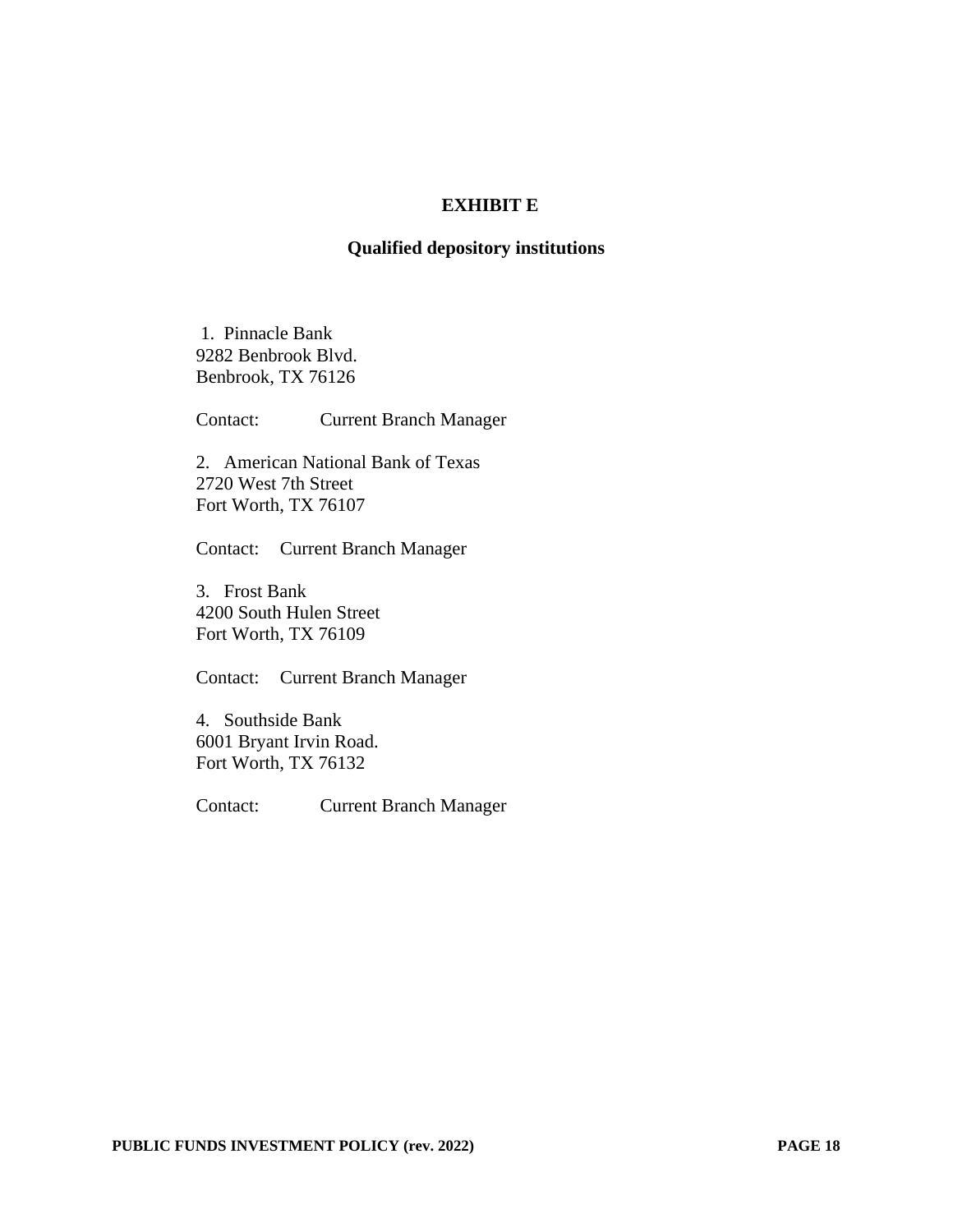# EXHIBIT E

## Qualified depository institutions

1. Pinnacle Bank
9282 Benbrook Blvd.
Benbrook, TX 76126

Contact: Current Branch Manager

2. American National Bank of Texas
2720 West 7th Street
Fort Worth, TX 76107

Contact: Current Branch Manager

3. Frost Bank
4200 South Hulen Street
Fort Worth, TX 76109

Contact: Current Branch Manager

4. Southside Bank
6001 Bryant Irvin Road.
Fort Worth, TX 76132

Contact: Current Branch Manager